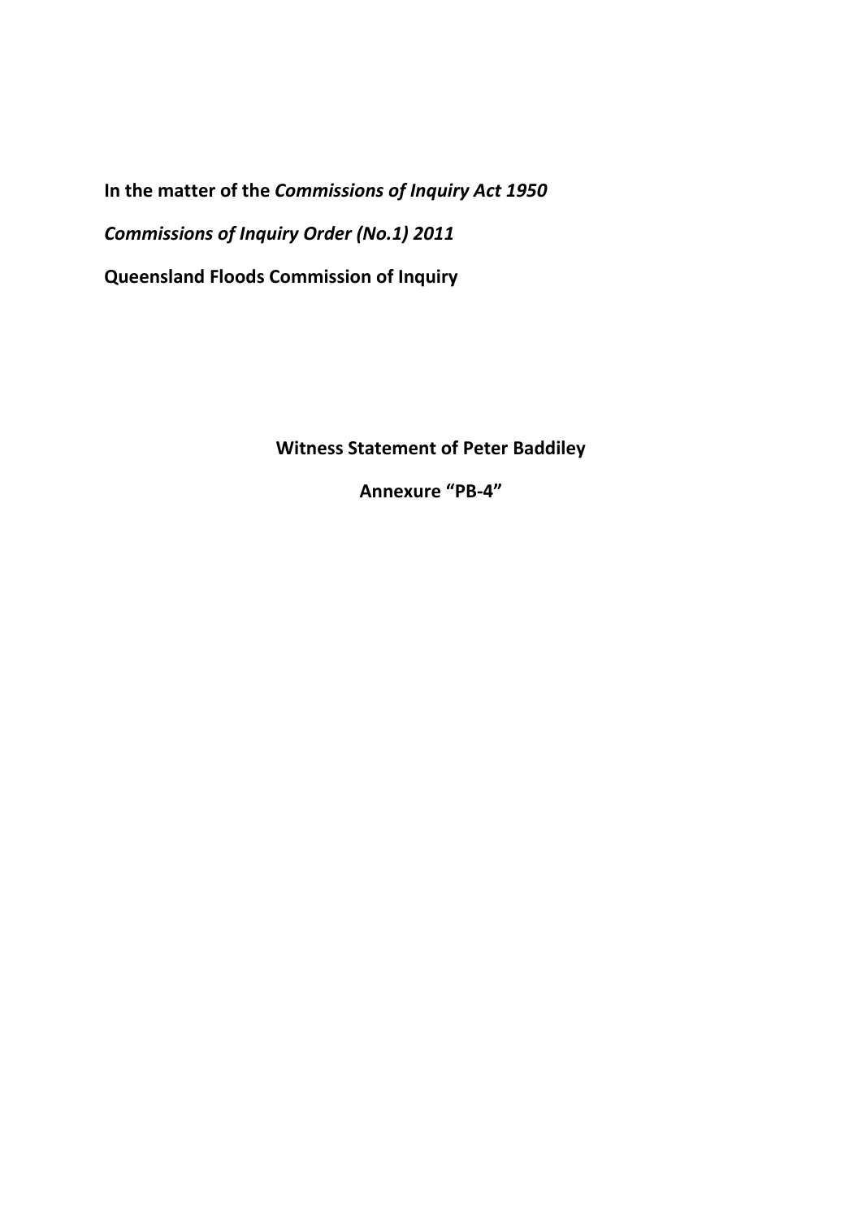**In the matter of the *Commissions of Inquiry Act 1950***

***Commissions of Inquiry Order (No.1) 2011***

**Queensland Floods Commission of Inquiry**

**Witness Statement of Peter Baddiley**

**Annexure "PB-4"**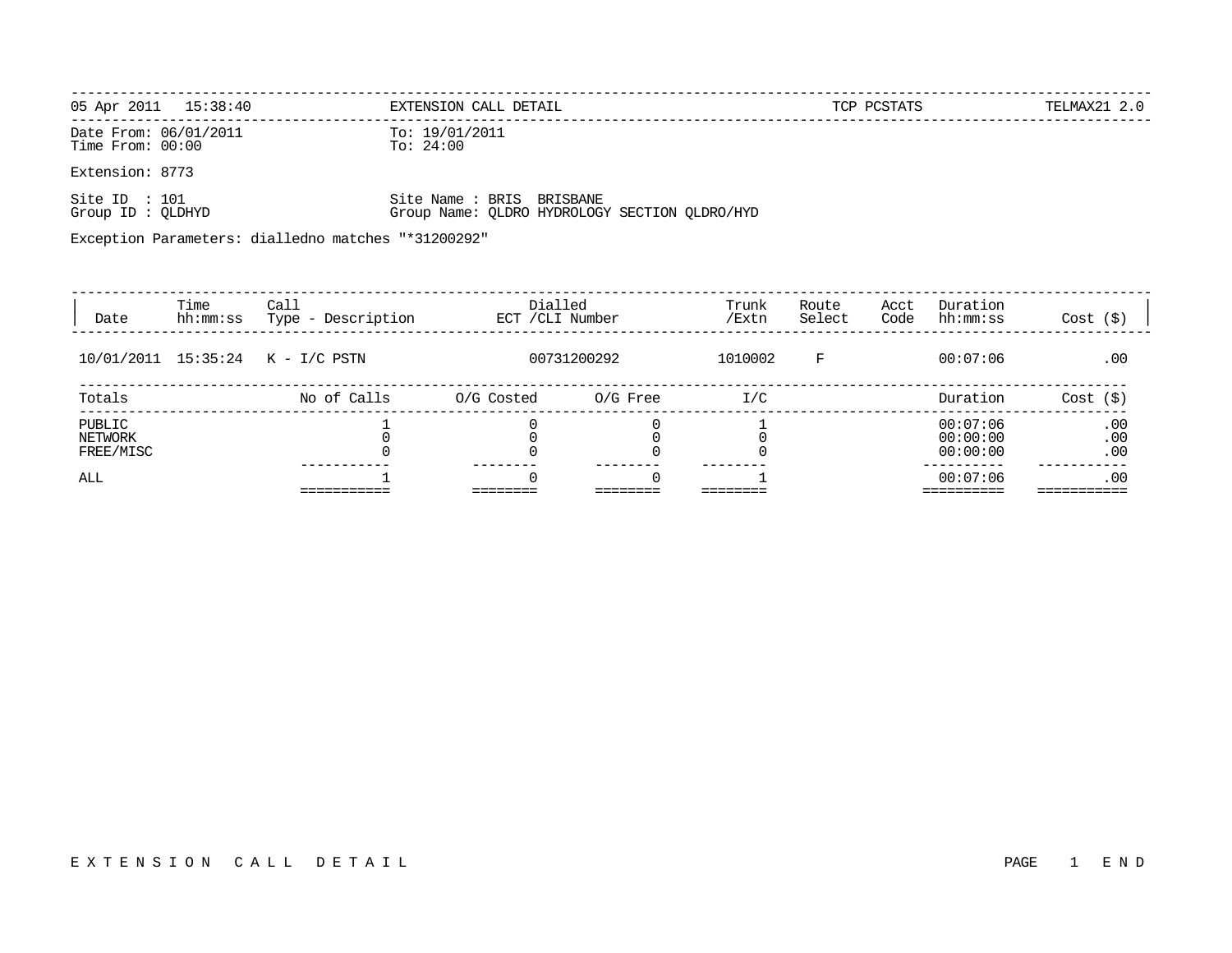| 05 Apr 2011 15:38:40 | EXTENSION CALL DETAIL | TCP PCSTATS | TELMAX21 2.0 |
|---|---|---|---|

Date From: 06/01/2011 To: 19/01/2011
Time From: 00:00 To: 24:00

Extension: 8773

Site ID : 101 Site Name : BRIS BRISBANE
Group ID : QLDHYD Group Name: QLDRO HYDROLOGY SECTION QLDRO/HYD

Exception Parameters: dialledno matches "*31200292"

| Date | Time hh:mm:ss | Call Type - Description | Dialled ECT /CLI Number | Trunk /Extn | Route Select | Acct Code | Duration hh:mm:ss | Cost ($) |
|---|---|---|---|---|---|---|---|---|
| 10/01/2011 | 15:35:24 | K - I/C PSTN | 00731200292 | 1010002 | F | | 00:07:06 | .00 |

| Totals | No of Calls | O/G Costed | O/G Free | I/C | Duration | Cost ($) |
|---|---|---|---|---|---|---|
| PUBLIC | 1 | 0 | 0 | 1 | 00:07:06 | .00 |
| NETWORK | 0 | 0 | 0 | 0 | 00:00:00 | .00 |
| FREE/MISC | 0 | 0 | 0 | 0 | 00:00:00 | .00 |
| ALL | 1 | 0 | 0 | 1 | 00:07:06 | .00 |

E X T E N S I O N C A L L D E T A I L PAGE 1 E N D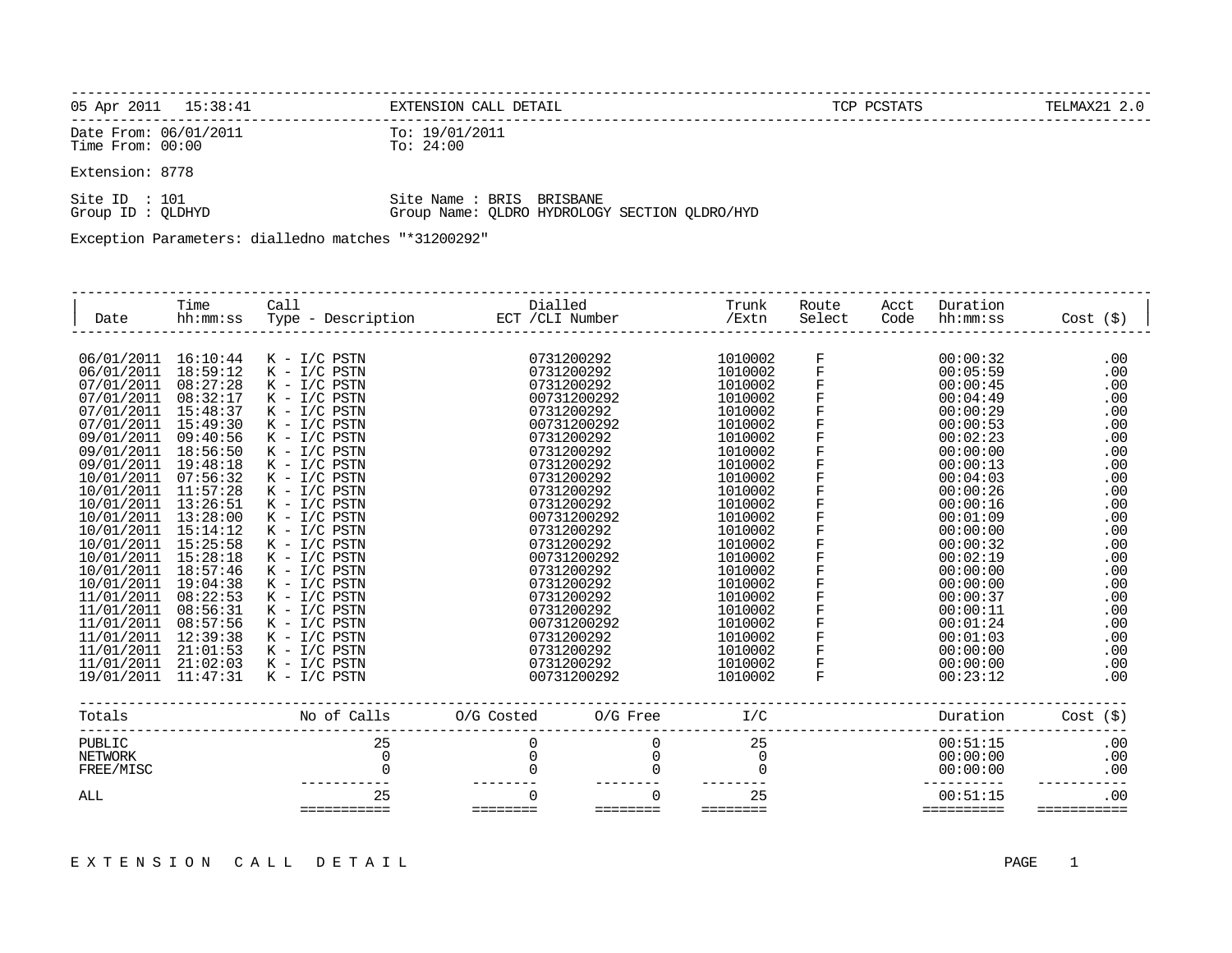| 05 Apr 2011 15:38:41 | EXTENSION CALL DETAIL | TCP PCSTATS | TELMAX21 2.0 |
|---|---|---|---|

Date From: 06/01/2011 To: 19/01/2011
Time From: 00:00 To: 24:00

Extension: 8778

Site ID : 101 Site Name : BRIS BRISBANE
Group ID : QLDHYD Group Name: QLDRO HYDROLOGY SECTION QLDRO/HYD

Exception Parameters: dialledno matches "*31200292"

| Date | Time hh:mm:ss | Call Type - Description | Dialled ECT /CLI Number | Trunk /Extn | Route Select | Acct Code | Duration hh:mm:ss | Cost ($) |
|---|---|---|---|---|---|---|---|---|
| 06/01/2011 | 16:10:44 | K - I/C PSTN | 0731200292 | 1010002 | F | | 00:00:32 | .00 |
| 06/01/2011 | 18:59:12 | K - I/C PSTN | 0731200292 | 1010002 | F | | 00:05:59 | .00 |
| 07/01/2011 | 08:27:28 | K - I/C PSTN | 0731200292 | 1010002 | F | | 00:00:45 | .00 |
| 07/01/2011 | 08:32:17 | K - I/C PSTN | 00731200292 | 1010002 | F | | 00:04:49 | .00 |
| 07/01/2011 | 15:48:37 | K - I/C PSTN | 0731200292 | 1010002 | F | | 00:00:29 | .00 |
| 07/01/2011 | 15:49:30 | K - I/C PSTN | 00731200292 | 1010002 | F | | 00:00:53 | .00 |
| 09/01/2011 | 09:40:56 | K - I/C PSTN | 0731200292 | 1010002 | F | | 00:02:23 | .00 |
| 09/01/2011 | 18:56:50 | K - I/C PSTN | 0731200292 | 1010002 | F | | 00:00:00 | .00 |
| 09/01/2011 | 19:48:18 | K - I/C PSTN | 0731200292 | 1010002 | F | | 00:00:13 | .00 |
| 10/01/2011 | 07:56:32 | K - I/C PSTN | 0731200292 | 1010002 | F | | 00:04:03 | .00 |
| 10/01/2011 | 11:57:28 | K - I/C PSTN | 0731200292 | 1010002 | F | | 00:00:26 | .00 |
| 10/01/2011 | 13:26:51 | K - I/C PSTN | 0731200292 | 1010002 | F | | 00:00:16 | .00 |
| 10/01/2011 | 13:28:00 | K - I/C PSTN | 00731200292 | 1010002 | F | | 00:01:09 | .00 |
| 10/01/2011 | 15:14:12 | K - I/C PSTN | 0731200292 | 1010002 | F | | 00:00:00 | .00 |
| 10/01/2011 | 15:25:58 | K - I/C PSTN | 0731200292 | 1010002 | F | | 00:00:32 | .00 |
| 10/01/2011 | 15:28:18 | K - I/C PSTN | 00731200292 | 1010002 | F | | 00:02:19 | .00 |
| 10/01/2011 | 18:57:46 | K - I/C PSTN | 0731200292 | 1010002 | F | | 00:00:00 | .00 |
| 10/01/2011 | 19:04:38 | K - I/C PSTN | 0731200292 | 1010002 | F | | 00:00:00 | .00 |
| 11/01/2011 | 08:22:53 | K - I/C PSTN | 0731200292 | 1010002 | F | | 00:00:37 | .00 |
| 11/01/2011 | 08:56:31 | K - I/C PSTN | 0731200292 | 1010002 | F | | 00:00:11 | .00 |
| 11/01/2011 | 08:57:56 | K - I/C PSTN | 00731200292 | 1010002 | F | | 00:01:24 | .00 |
| 11/01/2011 | 12:39:38 | K - I/C PSTN | 0731200292 | 1010002 | F | | 00:01:03 | .00 |
| 11/01/2011 | 21:01:53 | K - I/C PSTN | 0731200292 | 1010002 | F | | 00:00:00 | .00 |
| 11/01/2011 | 21:02:03 | K - I/C PSTN | 0731200292 | 1010002 | F | | 00:00:00 | .00 |
| 19/01/2011 | 11:47:31 | K - I/C PSTN | 00731200292 | 1010002 | F | | 00:23:12 | .00 |

| Totals | No of Calls | O/G Costed | O/G Free | I/C | Duration | Cost ($) |
|---|---|---|---|---|---|---|
| PUBLIC | 25 | 0 | 0 | 25 | 00:51:15 | .00 |
| NETWORK | 0 | 0 | 0 | 0 | 00:00:00 | .00 |
| FREE/MISC | 0 | 0 | 0 | 0 | 00:00:00 | .00 |
| ALL | 25 | 0 | 0 | 25 | 00:51:15 | .00 |

E X T E N S I O N C A L L D E T A I L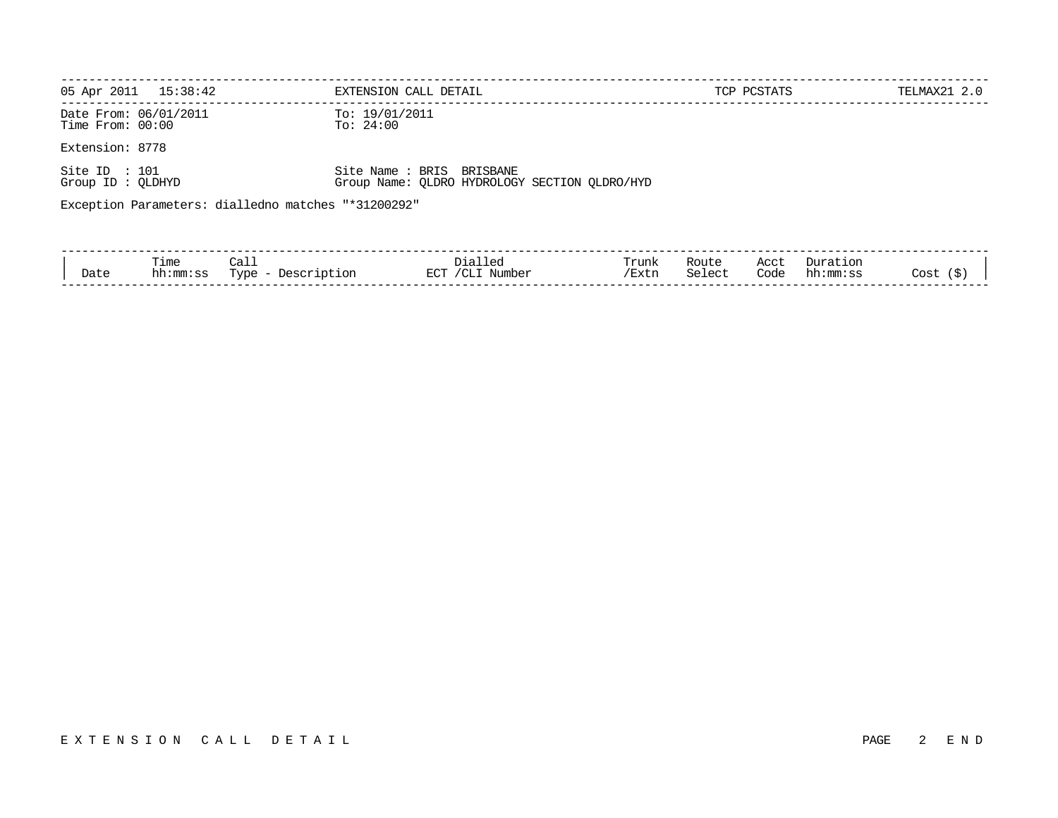| 05 Apr 2011 15:38:42 | EXTENSION CALL DETAIL | TCP PCSTATS | TELMAX21 2.0 |
|---|---|---|---|

Date From: 06/01/2011  To: 19/01/2011
Time From: 00:00  To: 24:00

Extension: 8778

Site ID : 101  Site Name : BRIS BRISBANE
Group ID : QLDHYD  Group Name: QLDRO HYDROLOGY SECTION QLDRO/HYD

Exception Parameters: dialledno matches "*31200292"

| Date | Time hh:mm:ss | Call Type - Description | Dialled ECT /CLI Number | Trunk /Extn | Route Select | Acct Code | Duration hh:mm:ss | Cost ($) |
|---|---|---|---|---|---|---|---|---|

E X T E N S I O N   C A L L   D E T A I L  PAGE 2 E N D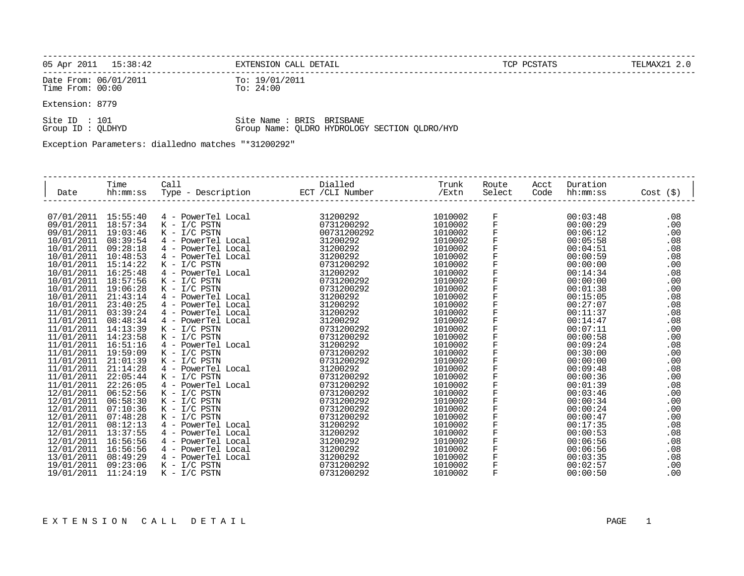| 05 Apr 2011 15:38:42 | EXTENSION CALL DETAIL | TCP PCSTATS | TELMAX21 2.0 |
|---|---|---|---|

Date From: 06/01/2011　　To: 19/01/2011
Time From: 00:00　　To: 24:00

Extension: 8779

Site ID : 101　　Site Name : BRIS BRISBANE
Group ID : QLDHYD　　Group Name: QLDRO HYDROLOGY SECTION QLDRO/HYD

Exception Parameters: dialledno matches "*31200292"

| Date | Time hh:mm:ss | Call Type - Description | Dialled ECT /CLI Number | Trunk /Extn | Route Select | Acct Code | Duration hh:mm:ss | Cost ($) |
|---|---|---|---|---|---|---|---|---|
| 07/01/2011 | 15:55:40 | 4 - PowerTel Local | 31200292 | 1010002 | F | | 00:03:48 | .08 |
| 09/01/2011 | 18:57:34 | K - I/C PSTN | 0731200292 | 1010002 | F | | 00:00:29 | .00 |
| 09/01/2011 | 19:03:46 | K - I/C PSTN | 00731200292 | 1010002 | F | | 00:06:12 | .00 |
| 10/01/2011 | 08:39:54 | 4 - PowerTel Local | 31200292 | 1010002 | F | | 00:05:58 | .08 |
| 10/01/2011 | 09:28:18 | 4 - PowerTel Local | 31200292 | 1010002 | F | | 00:04:51 | .08 |
| 10/01/2011 | 10:48:53 | 4 - PowerTel Local | 31200292 | 1010002 | F | | 00:00:59 | .08 |
| 10/01/2011 | 15:14:22 | K - I/C PSTN | 0731200292 | 1010002 | F | | 00:00:00 | .00 |
| 10/01/2011 | 16:25:48 | 4 - PowerTel Local | 31200292 | 1010002 | F | | 00:14:34 | .08 |
| 10/01/2011 | 18:57:56 | K - I/C PSTN | 0731200292 | 1010002 | F | | 00:00:00 | .00 |
| 10/01/2011 | 19:06:28 | K - I/C PSTN | 0731200292 | 1010002 | F | | 00:01:38 | .00 |
| 10/01/2011 | 21:43:14 | 4 - PowerTel Local | 31200292 | 1010002 | F | | 00:15:05 | .08 |
| 10/01/2011 | 23:40:25 | 4 - PowerTel Local | 31200292 | 1010002 | F | | 00:27:07 | .08 |
| 11/01/2011 | 03:39:24 | 4 - PowerTel Local | 31200292 | 1010002 | F | | 00:11:37 | .08 |
| 11/01/2011 | 08:48:34 | 4 - PowerTel Local | 31200292 | 1010002 | F | | 00:14:47 | .08 |
| 11/01/2011 | 14:13:39 | K - I/C PSTN | 0731200292 | 1010002 | F | | 00:07:11 | .00 |
| 11/01/2011 | 14:23:58 | K - I/C PSTN | 0731200292 | 1010002 | F | | 00:00:58 | .00 |
| 11/01/2011 | 16:51:16 | 4 - PowerTel Local | 31200292 | 1010002 | F | | 00:09:24 | .08 |
| 11/01/2011 | 19:59:09 | K - I/C PSTN | 0731200292 | 1010002 | F | | 00:30:00 | .00 |
| 11/01/2011 | 21:01:39 | K - I/C PSTN | 0731200292 | 1010002 | F | | 00:00:00 | .00 |
| 11/01/2011 | 21:14:28 | 4 - PowerTel Local | 31200292 | 1010002 | F | | 00:09:48 | .08 |
| 11/01/2011 | 22:05:44 | K - I/C PSTN | 0731200292 | 1010002 | F | | 00:00:36 | .00 |
| 11/01/2011 | 22:26:05 | 4 - PowerTel Local | 0731200292 | 1010002 | F | | 00:01:39 | .08 |
| 12/01/2011 | 06:52:56 | K - I/C PSTN | 0731200292 | 1010002 | F | | 00:03:46 | .00 |
| 12/01/2011 | 06:58:30 | K - I/C PSTN | 0731200292 | 1010002 | F | | 00:00:34 | .00 |
| 12/01/2011 | 07:10:36 | K - I/C PSTN | 0731200292 | 1010002 | F | | 00:00:24 | .00 |
| 12/01/2011 | 07:48:28 | K - I/C PSTN | 0731200292 | 1010002 | F | | 00:00:47 | .00 |
| 12/01/2011 | 08:12:13 | 4 - PowerTel Local | 31200292 | 1010002 | F | | 00:17:35 | .08 |
| 12/01/2011 | 13:37:55 | 4 - PowerTel Local | 31200292 | 1010002 | F | | 00:00:53 | .08 |
| 12/01/2011 | 16:56:56 | 4 - PowerTel Local | 31200292 | 1010002 | F | | 00:06:56 | .08 |
| 12/01/2011 | 16:56:56 | 4 - PowerTel Local | 31200292 | 1010002 | F | | 00:06:56 | .08 |
| 13/01/2011 | 08:49:29 | 4 - PowerTel Local | 31200292 | 1010002 | F | | 00:03:35 | .08 |
| 19/01/2011 | 09:23:06 | K - I/C PSTN | 0731200292 | 1010002 | F | | 00:02:57 | .00 |
| 19/01/2011 | 11:24:19 | K - I/C PSTN | 0731200292 | 1010002 | F | | 00:00:50 | .00 |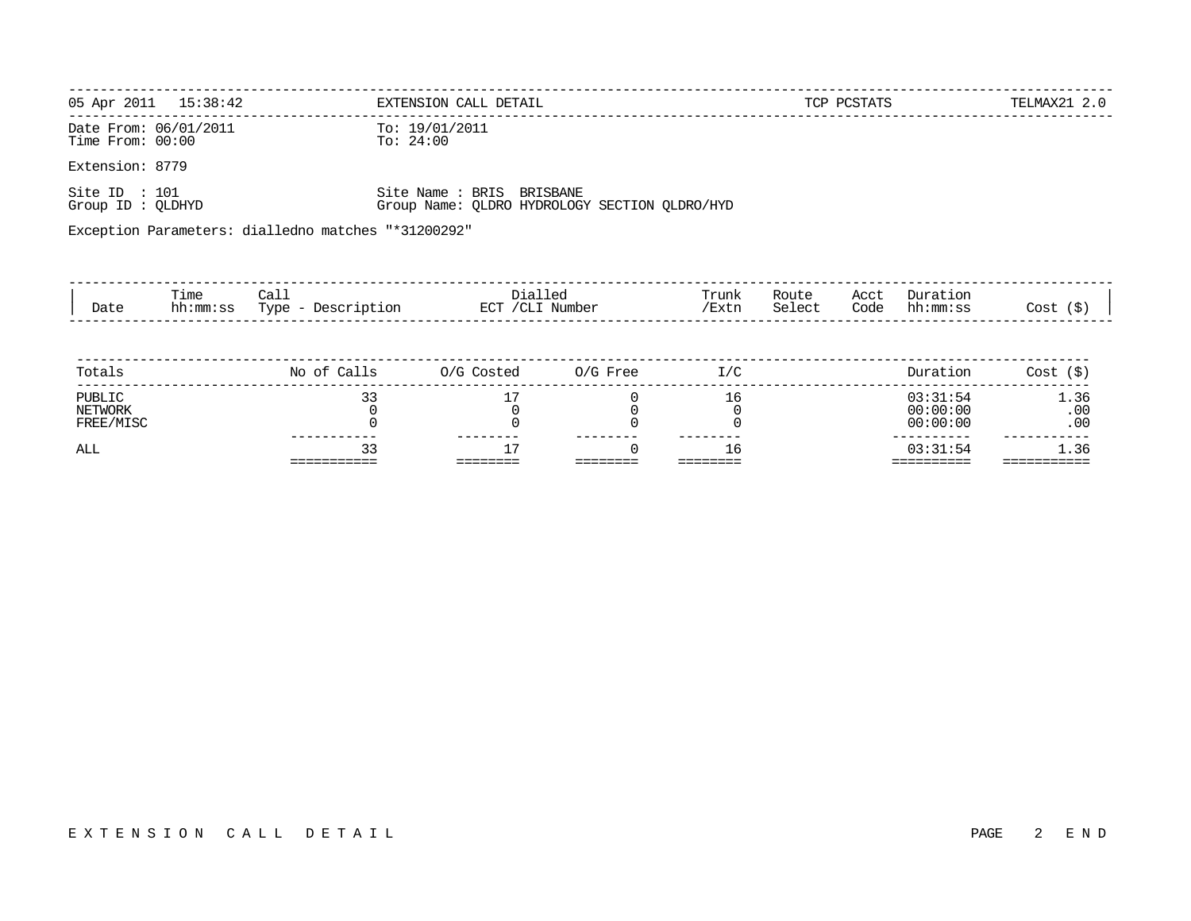05 Apr 2011 15:38:42 EXTENSION CALL DETAIL TCP PCSTATS TELMAX21 2.0

Date From: 06/01/2011 To: 19/01/2011
Time From: 00:00 To: 24:00

Extension: 8779

Site ID : 101 Site Name : BRIS BRISBANE
Group ID : QLDHYD Group Name: QLDRO HYDROLOGY SECTION QLDRO/HYD

Exception Parameters: dialledno matches "*31200292"

| Date | Time hh:mm:ss | Call Type - Description | Dialled ECT /CLI Number | Trunk /Extn | Route Select | Acct Code | Duration hh:mm:ss | Cost ($) |
|---|---|---|---|---|---|---|---|---|

| Totals | No of Calls | O/G Costed | O/G Free | I/C | Duration | Cost ($) |
|---|---|---|---|---|---|---|
| PUBLIC | 33 | 17 | 0 | 16 | 03:31:54 | 1.36 |
| NETWORK | 0 | 0 | 0 | 0 | 00:00:00 | .00 |
| FREE/MISC | 0 | 0 | 0 | 0 | 00:00:00 | .00 |
| ALL | 33 | 17 | 0 | 16 | 03:31:54 | 1.36 |

E X T E N S I O N C A L L D E T A I L PAGE 2 E N D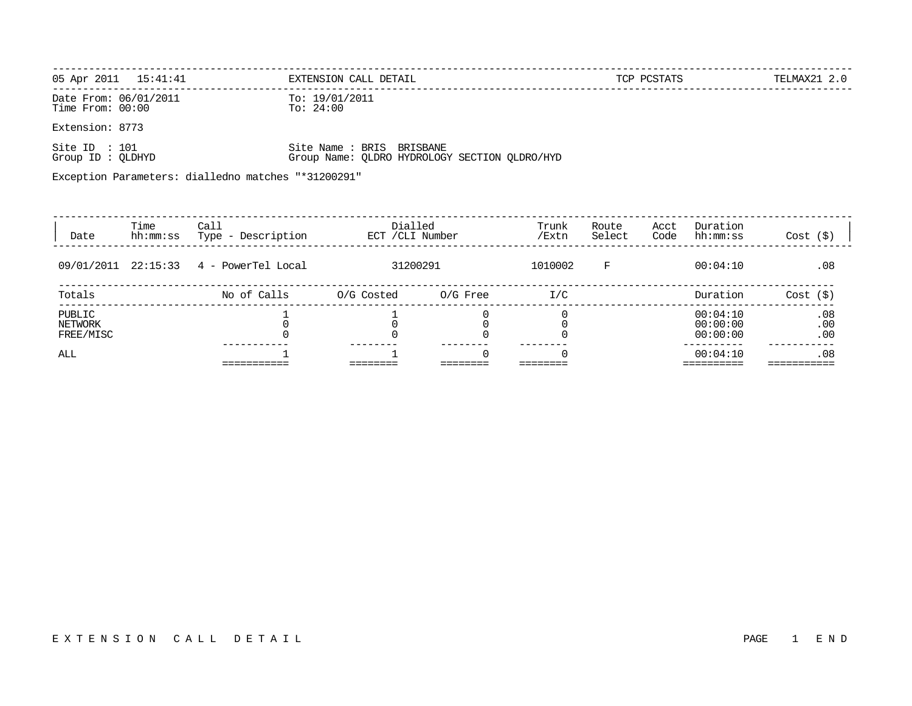05 Apr 2011 15:41:41 EXTENSION CALL DETAIL TCP PCSTATS TELMAX21 2.0

Date From: 06/01/2011 To: 19/01/2011
Time From: 00:00 To: 24:00

Extension: 8773

Site ID : 101 Site Name : BRIS BRISBANE
Group ID : QLDHYD Group Name: QLDRO HYDROLOGY SECTION QLDRO/HYD

Exception Parameters: dialledno matches "*31200291"

| Date | Time hh:mm:ss | Call Type - Description | Dialled ECT /CLI Number | Trunk /Extn | Route Select | Acct Code | Duration hh:mm:ss | Cost ($) |
|---|---|---|---|---|---|---|---|---|
| 09/01/2011 | 22:15:33 | 4 - PowerTel Local | 31200291 | 1010002 | F | | 00:04:10 | .08 |

| Totals | No of Calls | O/G Costed | O/G Free | I/C | Duration | Cost ($) |
|---|---|---|---|---|---|---|
| PUBLIC | 1 | 1 | 0 | 0 | 00:04:10 | .08 |
| NETWORK | 0 | 0 | 0 | 0 | 00:00:00 | .00 |
| FREE/MISC | 0 | 0 | 0 | 0 | 00:00:00 | .00 |
| ALL | 1 | 1 | 0 | 0 | 00:04:10 | .08 |

E X T E N S I O N C A L L D E T A I L PAGE 1 E N D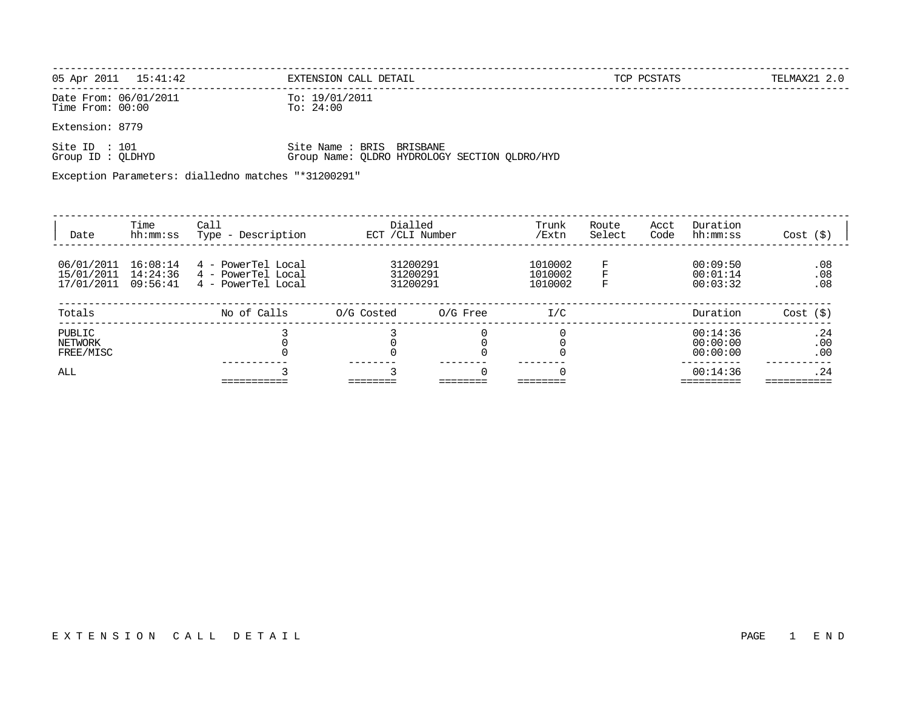05 Apr 2011 15:41:42 EXTENSION CALL DETAIL TCP PCSTATS TELMAX21 2.0

Date From: 06/01/2011 To: 19/01/2011
Time From: 00:00 To: 24:00

Extension: 8779

Site ID : 101 Site Name : BRIS BRISBANE
Group ID : QLDHYD Group Name: QLDRO HYDROLOGY SECTION QLDRO/HYD

Exception Parameters: dialledno matches "*31200291"

| Date | Time hh:mm:ss | Call Type - Description | Dialled ECT /CLI Number | Trunk /Extn | Route Select | Acct Code | Duration hh:mm:ss | Cost ($) |
|---|---|---|---|---|---|---|---|---|
| 06/01/2011 | 16:08:14 | 4 - PowerTel Local | 31200291 | 1010002 | F | | 00:09:50 | .08 |
| 15/01/2011 | 14:24:36 | 4 - PowerTel Local | 31200291 | 1010002 | F | | 00:01:14 | .08 |
| 17/01/2011 | 09:56:41 | 4 - PowerTel Local | 31200291 | 1010002 | F | | 00:03:32 | .08 |

| Totals | No of Calls | O/G Costed | O/G Free | I/C | Duration | Cost ($) |
|---|---|---|---|---|---|---|
| PUBLIC | 3 | 3 | 0 | 0 | 00:14:36 | .24 |
| NETWORK | 0 | 0 | 0 | 0 | 00:00:00 | .00 |
| FREE/MISC | 0 | 0 | 0 | 0 | 00:00:00 | .00 |
| ALL | 3 | 3 | 0 | 0 | 00:14:36 | .24 |

E X T E N S I O N C A L L D E T A I L PAGE 1 E N D